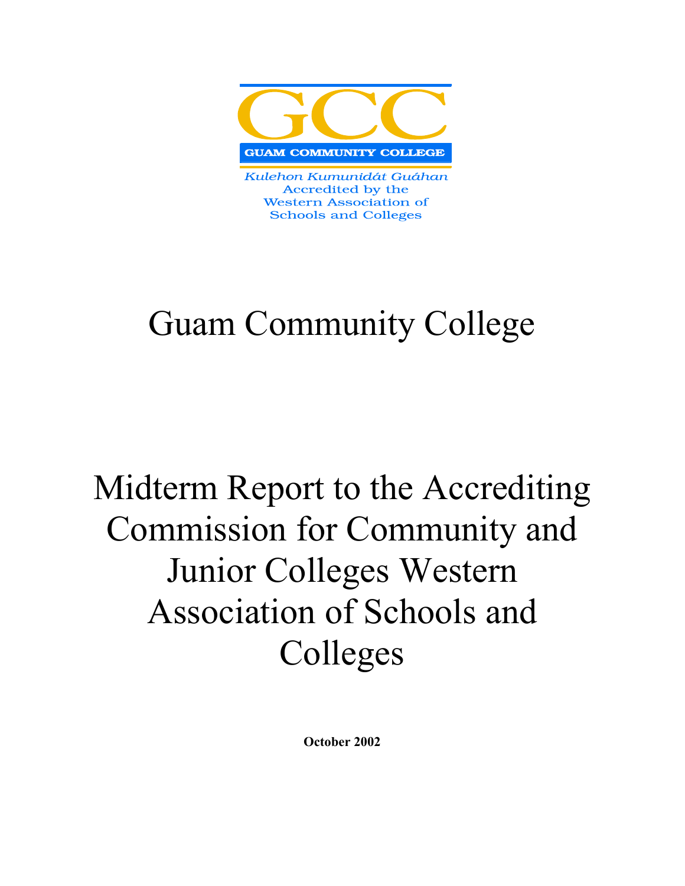GCC

GUAM COMMUNITY COLLEGE

*Kulehon Kumunidát Guáhan*
Accredited by the
Western Association of
Schools and Colleges

# Guam Community College

# Midterm Report to the Accrediting Commission for Community and Junior Colleges Western Association of Schools and Colleges

**October 2002**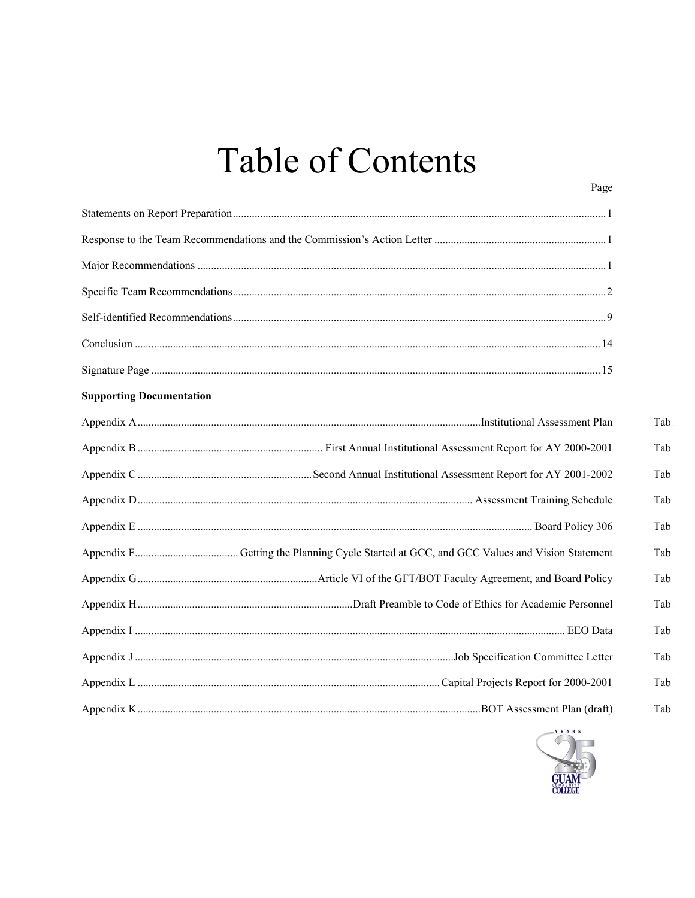# Table of Contents

| | Page |
|---|---|
| Statements on Report Preparation | 1 |
| Response to the Team Recommendations and the Commission's Action Letter | 1 |
| Major Recommendations | 1 |
| Specific Team Recommendations | 2 |
| Self-identified Recommendations | 9 |
| Conclusion | 14 |
| Signature Page | 15 |

**Supporting Documentation**

| | | |
|---|---|---|
| Appendix A | Institutional Assessment Plan | Tab |
| Appendix B | First Annual Institutional Assessment Report for AY 2000-2001 | Tab |
| Appendix C | Second Annual Institutional Assessment Report for AY 2001-2002 | Tab |
| Appendix D | Assessment Training Schedule | Tab |
| Appendix E | Board Policy 306 | Tab |
| Appendix F | Getting the Planning Cycle Started at GCC, and GCC Values and Vision Statement | Tab |
| Appendix G | Article VI of the GFT/BOT Faculty Agreement, and Board Policy | Tab |
| Appendix H | Draft Preamble to Code of Ethics for Academic Personnel | Tab |
| Appendix I | EEO Data | Tab |
| Appendix J | Job Specification Committee Letter | Tab |
| Appendix L | Capital Projects Report for 2000-2001 | Tab |
| Appendix K | BOT Assessment Plan (draft) | Tab |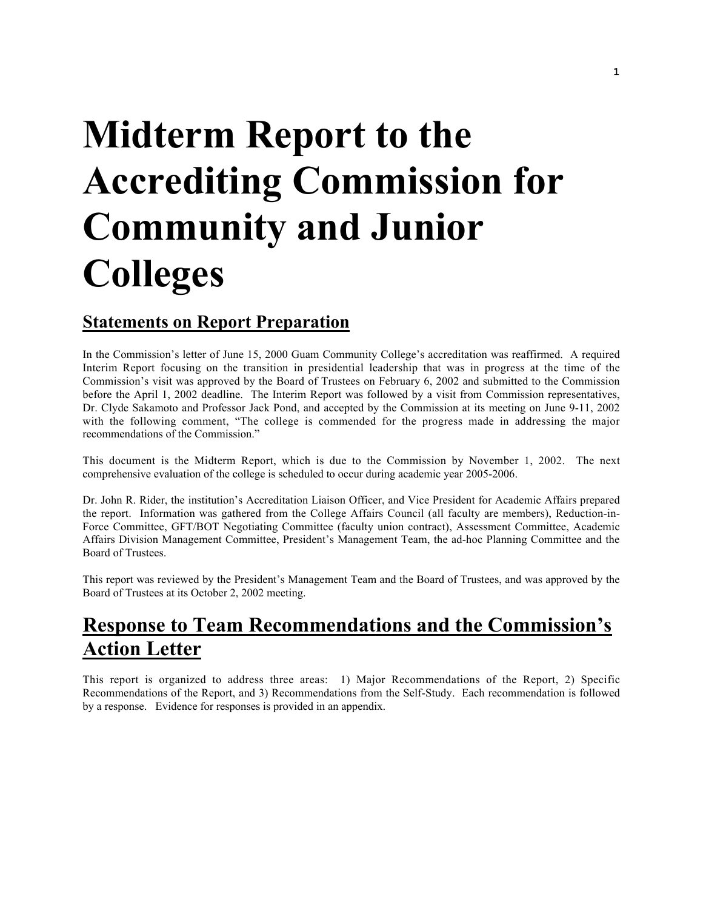# Midterm Report to the Accrediting Commission for Community and Junior Colleges

## Statements on Report Preparation

In the Commission's letter of June 15, 2000 Guam Community College's accreditation was reaffirmed. A required Interim Report focusing on the transition in presidential leadership that was in progress at the time of the Commission's visit was approved by the Board of Trustees on February 6, 2002 and submitted to the Commission before the April 1, 2002 deadline. The Interim Report was followed by a visit from Commission representatives, Dr. Clyde Sakamoto and Professor Jack Pond, and accepted by the Commission at its meeting on June 9-11, 2002 with the following comment, "The college is commended for the progress made in addressing the major recommendations of the Commission."

This document is the Midterm Report, which is due to the Commission by November 1, 2002. The next comprehensive evaluation of the college is scheduled to occur during academic year 2005-2006.

Dr. John R. Rider, the institution's Accreditation Liaison Officer, and Vice President for Academic Affairs prepared the report. Information was gathered from the College Affairs Council (all faculty are members), Reduction-in-Force Committee, GFT/BOT Negotiating Committee (faculty union contract), Assessment Committee, Academic Affairs Division Management Committee, President's Management Team, the ad-hoc Planning Committee and the Board of Trustees.

This report was reviewed by the President's Management Team and the Board of Trustees, and was approved by the Board of Trustees at its October 2, 2002 meeting.

## Response to Team Recommendations and the Commission's Action Letter

This report is organized to address three areas: 1) Major Recommendations of the Report, 2) Specific Recommendations of the Report, and 3) Recommendations from the Self-Study. Each recommendation is followed by a response. Evidence for responses is provided in an appendix.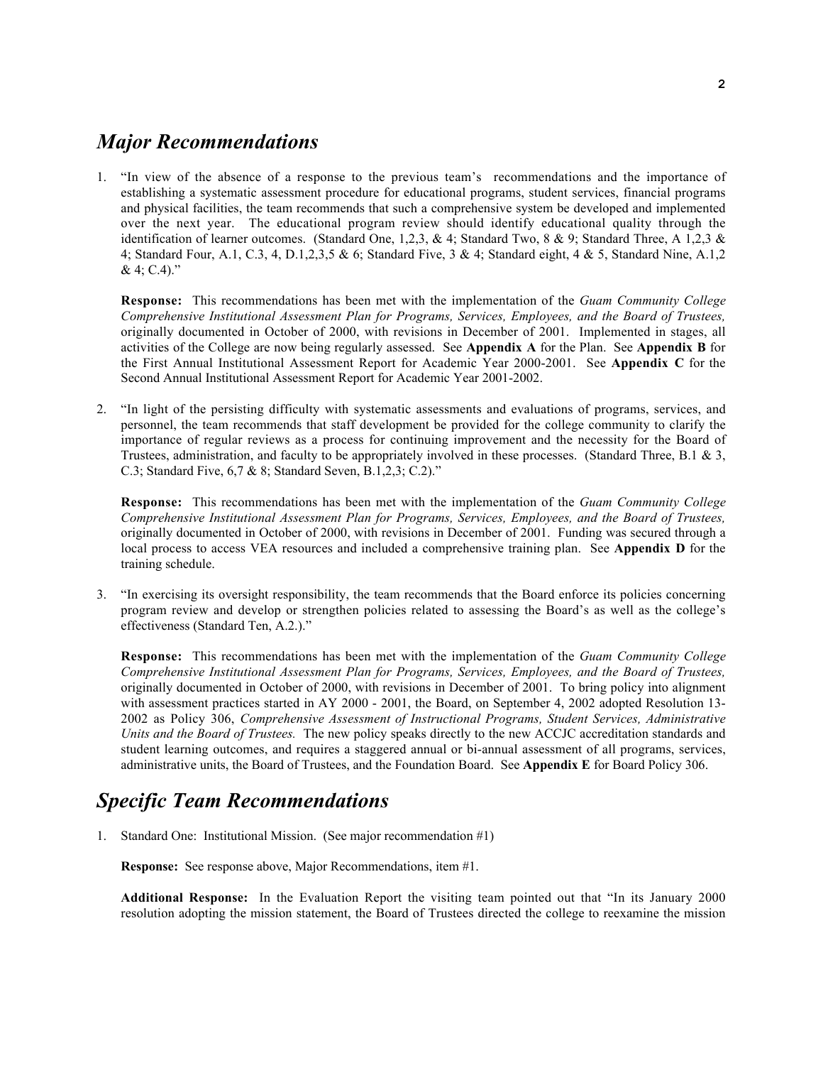## *Major Recommendations*

1. "In view of the absence of a response to the previous team's recommendations and the importance of establishing a systematic assessment procedure for educational programs, student services, financial programs and physical facilities, the team recommends that such a comprehensive system be developed and implemented over the next year. The educational program review should identify educational quality through the identification of learner outcomes. (Standard One, 1,2,3, & 4; Standard Two, 8 & 9; Standard Three, A 1,2,3 & 4; Standard Four, A.1, C.3, 4, D.1,2,3,5 & 6; Standard Five, 3 & 4; Standard eight, 4 & 5, Standard Nine, A.1,2 & 4; C.4)."

   **Response:** This recommendations has been met with the implementation of the *Guam Community College Comprehensive Institutional Assessment Plan for Programs, Services, Employees, and the Board of Trustees,* originally documented in October of 2000, with revisions in December of 2001. Implemented in stages, all activities of the College are now being regularly assessed. See **Appendix A** for the Plan. See **Appendix B** for the First Annual Institutional Assessment Report for Academic Year 2000-2001. See **Appendix C** for the Second Annual Institutional Assessment Report for Academic Year 2001-2002.

2. "In light of the persisting difficulty with systematic assessments and evaluations of programs, services, and personnel, the team recommends that staff development be provided for the college community to clarify the importance of regular reviews as a process for continuing improvement and the necessity for the Board of Trustees, administration, and faculty to be appropriately involved in these processes. (Standard Three, B.1 & 3, C.3; Standard Five, 6,7 & 8; Standard Seven, B.1,2,3; C.2)."

   **Response:** This recommendations has been met with the implementation of the *Guam Community College Comprehensive Institutional Assessment Plan for Programs, Services, Employees, and the Board of Trustees,* originally documented in October of 2000, with revisions in December of 2001. Funding was secured through a local process to access VEA resources and included a comprehensive training plan. See **Appendix D** for the training schedule.

3. "In exercising its oversight responsibility, the team recommends that the Board enforce its policies concerning program review and develop or strengthen policies related to assessing the Board's as well as the college's effectiveness (Standard Ten, A.2.)."

   **Response:** This recommendations has been met with the implementation of the *Guam Community College Comprehensive Institutional Assessment Plan for Programs, Services, Employees, and the Board of Trustees,* originally documented in October of 2000, with revisions in December of 2001. To bring policy into alignment with assessment practices started in AY 2000 - 2001, the Board, on September 4, 2002 adopted Resolution 13-2002 as Policy 306, *Comprehensive Assessment of Instructional Programs, Student Services, Administrative Units and the Board of Trustees.* The new policy speaks directly to the new ACCJC accreditation standards and student learning outcomes, and requires a staggered annual or bi-annual assessment of all programs, services, administrative units, the Board of Trustees, and the Foundation Board. See **Appendix E** for Board Policy 306.

## *Specific Team Recommendations*

1. Standard One: Institutional Mission. (See major recommendation #1)

   **Response:** See response above, Major Recommendations, item #1.

   **Additional Response:** In the Evaluation Report the visiting team pointed out that "In its January 2000 resolution adopting the mission statement, the Board of Trustees directed the college to reexamine the mission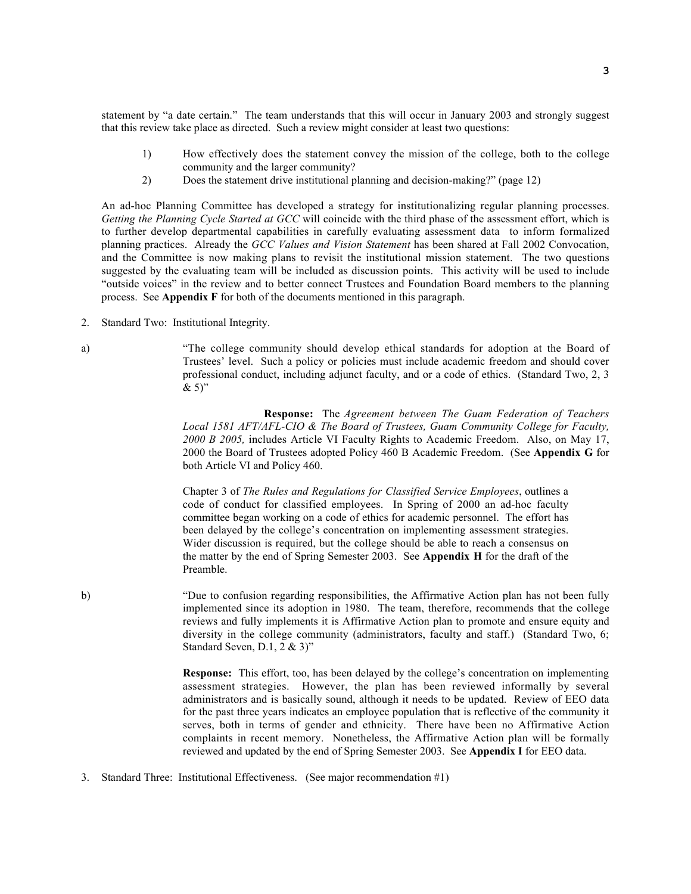statement by "a date certain." The team understands that this will occur in January 2003 and strongly suggest that this review take place as directed. Such a review might consider at least two questions:

1) How effectively does the statement convey the mission of the college, both to the college community and the larger community?
2) Does the statement drive institutional planning and decision-making?" (page 12)

An ad-hoc Planning Committee has developed a strategy for institutionalizing regular planning processes. *Getting the Planning Cycle Started at GCC* will coincide with the third phase of the assessment effort, which is to further develop departmental capabilities in carefully evaluating assessment data to inform formalized planning practices. Already the *GCC Values and Vision Statement* has been shared at Fall 2002 Convocation, and the Committee is now making plans to revisit the institutional mission statement. The two questions suggested by the evaluating team will be included as discussion points. This activity will be used to include "outside voices" in the review and to better connect Trustees and Foundation Board members to the planning process. See **Appendix F** for both of the documents mentioned in this paragraph.

2. Standard Two: Institutional Integrity.

a) "The college community should develop ethical standards for adoption at the Board of Trustees' level. Such a policy or policies must include academic freedom and should cover professional conduct, including adjunct faculty, and or a code of ethics. (Standard Two, 2, 3 & 5)"

**Response:** The *Agreement between The Guam Federation of Teachers Local 1581 AFT/AFL-CIO & The Board of Trustees, Guam Community College for Faculty, 2000 B 2005,* includes Article VI Faculty Rights to Academic Freedom. Also, on May 17, 2000 the Board of Trustees adopted Policy 460 B Academic Freedom. (See **Appendix G** for both Article VI and Policy 460.

Chapter 3 of *The Rules and Regulations for Classified Service Employees*, outlines a code of conduct for classified employees. In Spring of 2000 an ad-hoc faculty committee began working on a code of ethics for academic personnel. The effort has been delayed by the college's concentration on implementing assessment strategies. Wider discussion is required, but the college should be able to reach a consensus on the matter by the end of Spring Semester 2003. See **Appendix H** for the draft of the Preamble.

b) "Due to confusion regarding responsibilities, the Affirmative Action plan has not been fully implemented since its adoption in 1980. The team, therefore, recommends that the college reviews and fully implements it is Affirmative Action plan to promote and ensure equity and diversity in the college community (administrators, faculty and staff.) (Standard Two, 6; Standard Seven, D.1, 2 & 3)"

**Response:** This effort, too, has been delayed by the college's concentration on implementing assessment strategies. However, the plan has been reviewed informally by several administrators and is basically sound, although it needs to be updated. Review of EEO data for the past three years indicates an employee population that is reflective of the community it serves, both in terms of gender and ethnicity. There have been no Affirmative Action complaints in recent memory. Nonetheless, the Affirmative Action plan will be formally reviewed and updated by the end of Spring Semester 2003. See **Appendix I** for EEO data.

3. Standard Three: Institutional Effectiveness. (See major recommendation #1)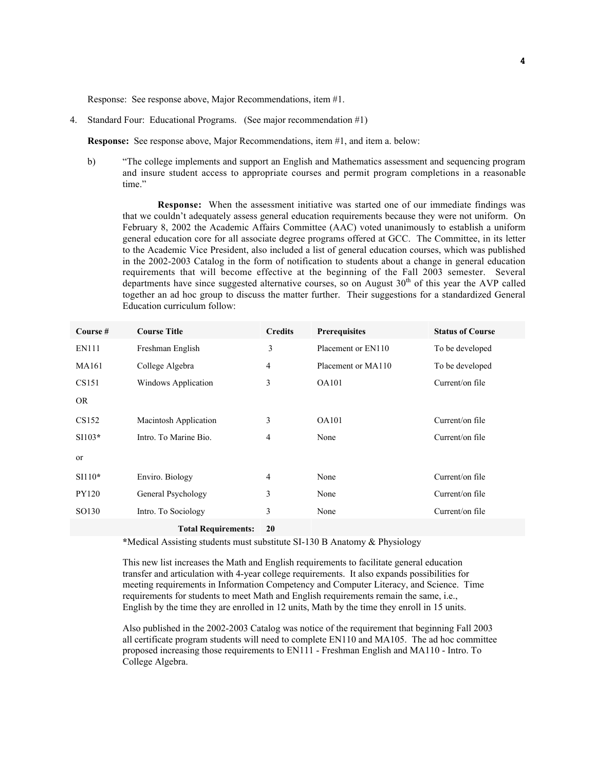Response: See response above, Major Recommendations, item #1.

4. Standard Four: Educational Programs. (See major recommendation #1)

   **Response:** See response above, Major Recommendations, item #1, and item a. below:

   b) "The college implements and support an English and Mathematics assessment and sequencing program and insure student access to appropriate courses and permit program completions in a reasonable time."

      **Response:** When the assessment initiative was started one of our immediate findings was that we couldn't adequately assess general education requirements because they were not uniform. On February 8, 2002 the Academic Affairs Committee (AAC) voted unanimously to establish a uniform general education core for all associate degree programs offered at GCC. The Committee, in its letter to the Academic Vice President, also included a list of general education courses, which was published in the 2002-2003 Catalog in the form of notification to students about a change in general education requirements that will become effective at the beginning of the Fall 2003 semester. Several departments have since suggested alternative courses, so on August 30th of this year the AVP called together an ad hoc group to discuss the matter further. Their suggestions for a standardized General Education curriculum follow:

| Course # | Course Title | Credits | Prerequisites | Status of Course |
|---|---|---|---|---|
| EN111 | Freshman English | 3 | Placement or EN110 | To be developed |
| MA161 | College Algebra | 4 | Placement or MA110 | To be developed |
| CS151 | Windows Application | 3 | OA101 | Current/on file |
| OR | | | | |
| CS152 | Macintosh Application | 3 | OA101 | Current/on file |
| SI103* | Intro. To Marine Bio. | 4 | None | Current/on file |
| or | | | | |
| SI110* | Enviro. Biology | 4 | None | Current/on file |
| PY120 | General Psychology | 3 | None | Current/on file |
| SO130 | Intro. To Sociology | 3 | None | Current/on file |
| | **Total Requirements:** | **20** | | |

*Medical Assisting students must substitute SI-130 B Anatomy & Physiology

This new list increases the Math and English requirements to facilitate general education transfer and articulation with 4-year college requirements. It also expands possibilities for meeting requirements in Information Competency and Computer Literacy, and Science. Time requirements for students to meet Math and English requirements remain the same, i.e., English by the time they are enrolled in 12 units, Math by the time they enroll in 15 units.

Also published in the 2002-2003 Catalog was notice of the requirement that beginning Fall 2003 all certificate program students will need to complete EN110 and MA105. The ad hoc committee proposed increasing those requirements to EN111 - Freshman English and MA110 - Intro. To College Algebra.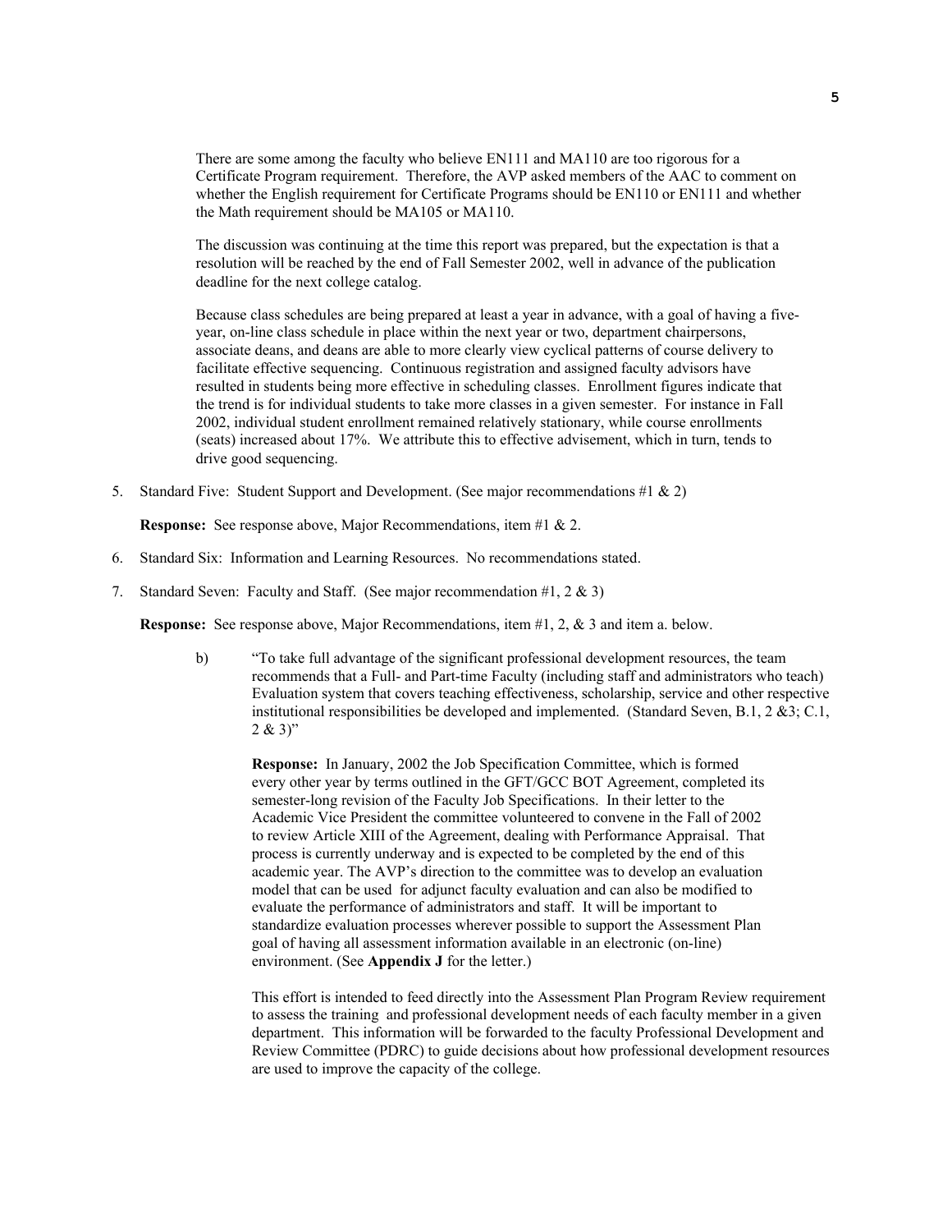There are some among the faculty who believe EN111 and MA110 are too rigorous for a Certificate Program requirement. Therefore, the AVP asked members of the AAC to comment on whether the English requirement for Certificate Programs should be EN110 or EN111 and whether the Math requirement should be MA105 or MA110.

The discussion was continuing at the time this report was prepared, but the expectation is that a resolution will be reached by the end of Fall Semester 2002, well in advance of the publication deadline for the next college catalog.

Because class schedules are being prepared at least a year in advance, with a goal of having a five-year, on-line class schedule in place within the next year or two, department chairpersons, associate deans, and deans are able to more clearly view cyclical patterns of course delivery to facilitate effective sequencing. Continuous registration and assigned faculty advisors have resulted in students being more effective in scheduling classes. Enrollment figures indicate that the trend is for individual students to take more classes in a given semester. For instance in Fall 2002, individual student enrollment remained relatively stationary, while course enrollments (seats) increased about 17%. We attribute this to effective advisement, which in turn, tends to drive good sequencing.

5. Standard Five: Student Support and Development. (See major recommendations #1 & 2)

   **Response:** See response above, Major Recommendations, item #1 & 2.

6. Standard Six: Information and Learning Resources. No recommendations stated.

7. Standard Seven: Faculty and Staff. (See major recommendation #1, 2 & 3)

   **Response:** See response above, Major Recommendations, item #1, 2, & 3 and item a. below.

   b) "To take full advantage of the significant professional development resources, the team recommends that a Full- and Part-time Faculty (including staff and administrators who teach) Evaluation system that covers teaching effectiveness, scholarship, service and other respective institutional responsibilities be developed and implemented. (Standard Seven, B.1, 2 &3; C.1, 2 & 3)"

   **Response:** In January, 2002 the Job Specification Committee, which is formed every other year by terms outlined in the GFT/GCC BOT Agreement, completed its semester-long revision of the Faculty Job Specifications. In their letter to the Academic Vice President the committee volunteered to convene in the Fall of 2002 to review Article XIII of the Agreement, dealing with Performance Appraisal. That process is currently underway and is expected to be completed by the end of this academic year. The AVP's direction to the committee was to develop an evaluation model that can be used for adjunct faculty evaluation and can also be modified to evaluate the performance of administrators and staff. It will be important to standardize evaluation processes wherever possible to support the Assessment Plan goal of having all assessment information available in an electronic (on-line) environment. (See **Appendix J** for the letter.)

   This effort is intended to feed directly into the Assessment Plan Program Review requirement to assess the training and professional development needs of each faculty member in a given department. This information will be forwarded to the faculty Professional Development and Review Committee (PDRC) to guide decisions about how professional development resources are used to improve the capacity of the college.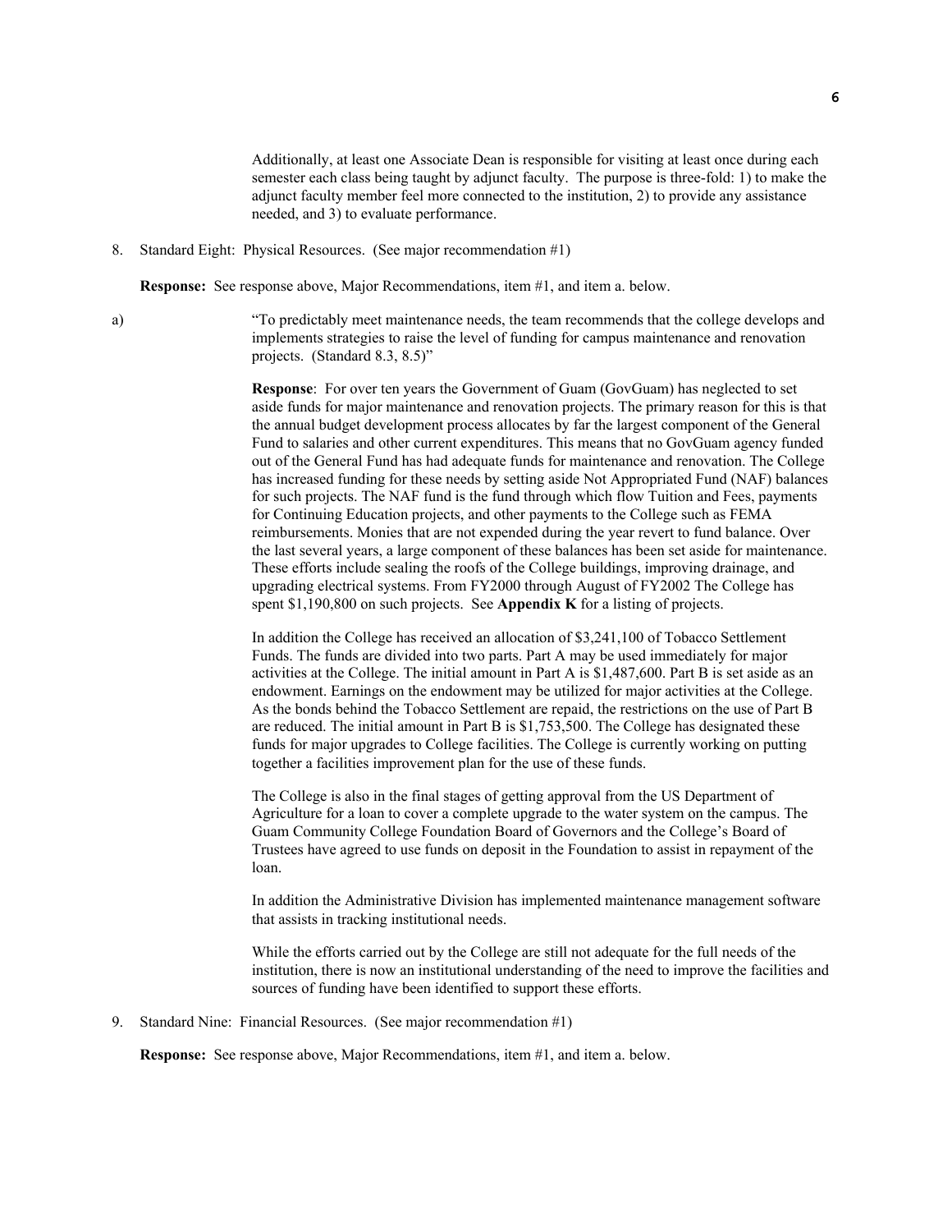Additionally, at least one Associate Dean is responsible for visiting at least once during each semester each class being taught by adjunct faculty. The purpose is three-fold: 1) to make the adjunct faculty member feel more connected to the institution, 2) to provide any assistance needed, and 3) to evaluate performance.

8. Standard Eight: Physical Resources. (See major recommendation #1)

   **Response:** See response above, Major Recommendations, item #1, and item a. below.

a) "To predictably meet maintenance needs, the team recommends that the college develops and implements strategies to raise the level of funding for campus maintenance and renovation projects. (Standard 8.3, 8.5)"

   **Response**: For over ten years the Government of Guam (GovGuam) has neglected to set aside funds for major maintenance and renovation projects. The primary reason for this is that the annual budget development process allocates by far the largest component of the General Fund to salaries and other current expenditures. This means that no GovGuam agency funded out of the General Fund has had adequate funds for maintenance and renovation. The College has increased funding for these needs by setting aside Not Appropriated Fund (NAF) balances for such projects. The NAF fund is the fund through which flow Tuition and Fees, payments for Continuing Education projects, and other payments to the College such as FEMA reimbursements. Monies that are not expended during the year revert to fund balance. Over the last several years, a large component of these balances has been set aside for maintenance. These efforts include sealing the roofs of the College buildings, improving drainage, and upgrading electrical systems. From FY2000 through August of FY2002 The College has spent $1,190,800 on such projects. See **Appendix K** for a listing of projects.

   In addition the College has received an allocation of $3,241,100 of Tobacco Settlement Funds. The funds are divided into two parts. Part A may be used immediately for major activities at the College. The initial amount in Part A is $1,487,600. Part B is set aside as an endowment. Earnings on the endowment may be utilized for major activities at the College. As the bonds behind the Tobacco Settlement are repaid, the restrictions on the use of Part B are reduced. The initial amount in Part B is $1,753,500. The College has designated these funds for major upgrades to College facilities. The College is currently working on putting together a facilities improvement plan for the use of these funds.

   The College is also in the final stages of getting approval from the US Department of Agriculture for a loan to cover a complete upgrade to the water system on the campus. The Guam Community College Foundation Board of Governors and the College's Board of Trustees have agreed to use funds on deposit in the Foundation to assist in repayment of the loan.

   In addition the Administrative Division has implemented maintenance management software that assists in tracking institutional needs.

   While the efforts carried out by the College are still not adequate for the full needs of the institution, there is now an institutional understanding of the need to improve the facilities and sources of funding have been identified to support these efforts.

9. Standard Nine: Financial Resources. (See major recommendation #1)

   **Response:** See response above, Major Recommendations, item #1, and item a. below.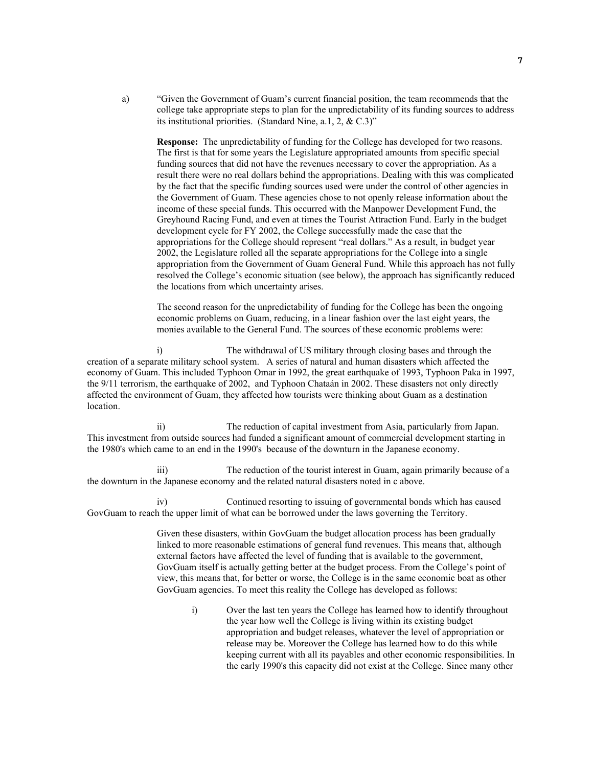a) "Given the Government of Guam's current financial position, the team recommends that the college take appropriate steps to plan for the unpredictability of its funding sources to address its institutional priorities. (Standard Nine, a.1, 2, & C.3)"

**Response:** The unpredictability of funding for the College has developed for two reasons. The first is that for some years the Legislature appropriated amounts from specific special funding sources that did not have the revenues necessary to cover the appropriation. As a result there were no real dollars behind the appropriations. Dealing with this was complicated by the fact that the specific funding sources used were under the control of other agencies in the Government of Guam. These agencies chose to not openly release information about the income of these special funds. This occurred with the Manpower Development Fund, the Greyhound Racing Fund, and even at times the Tourist Attraction Fund. Early in the budget development cycle for FY 2002, the College successfully made the case that the appropriations for the College should represent "real dollars." As a result, in budget year 2002, the Legislature rolled all the separate appropriations for the College into a single appropriation from the Government of Guam General Fund. While this approach has not fully resolved the College's economic situation (see below), the approach has significantly reduced the locations from which uncertainty arises.

The second reason for the unpredictability of funding for the College has been the ongoing economic problems on Guam, reducing, in a linear fashion over the last eight years, the monies available to the General Fund. The sources of these economic problems were:

i) The withdrawal of US military through closing bases and through the creation of a separate military school system. A series of natural and human disasters which affected the economy of Guam. This included Typhoon Omar in 1992, the great earthquake of 1993, Typhoon Paka in 1997, the 9/11 terrorism, the earthquake of 2002, and Typhoon Chataán in 2002. These disasters not only directly affected the environment of Guam, they affected how tourists were thinking about Guam as a destination location.

ii) The reduction of capital investment from Asia, particularly from Japan. This investment from outside sources had funded a significant amount of commercial development starting in the 1980's which came to an end in the 1990's because of the downturn in the Japanese economy.

iii) The reduction of the tourist interest in Guam, again primarily because of a the downturn in the Japanese economy and the related natural disasters noted in c above.

iv) Continued resorting to issuing of governmental bonds which has caused GovGuam to reach the upper limit of what can be borrowed under the laws governing the Territory.

Given these disasters, within GovGuam the budget allocation process has been gradually linked to more reasonable estimations of general fund revenues. This means that, although external factors have affected the level of funding that is available to the government, GovGuam itself is actually getting better at the budget process. From the College's point of view, this means that, for better or worse, the College is in the same economic boat as other GovGuam agencies. To meet this reality the College has developed as follows:

i) Over the last ten years the College has learned how to identify throughout the year how well the College is living within its existing budget appropriation and budget releases, whatever the level of appropriation or release may be. Moreover the College has learned how to do this while keeping current with all its payables and other economic responsibilities. In the early 1990's this capacity did not exist at the College. Since many other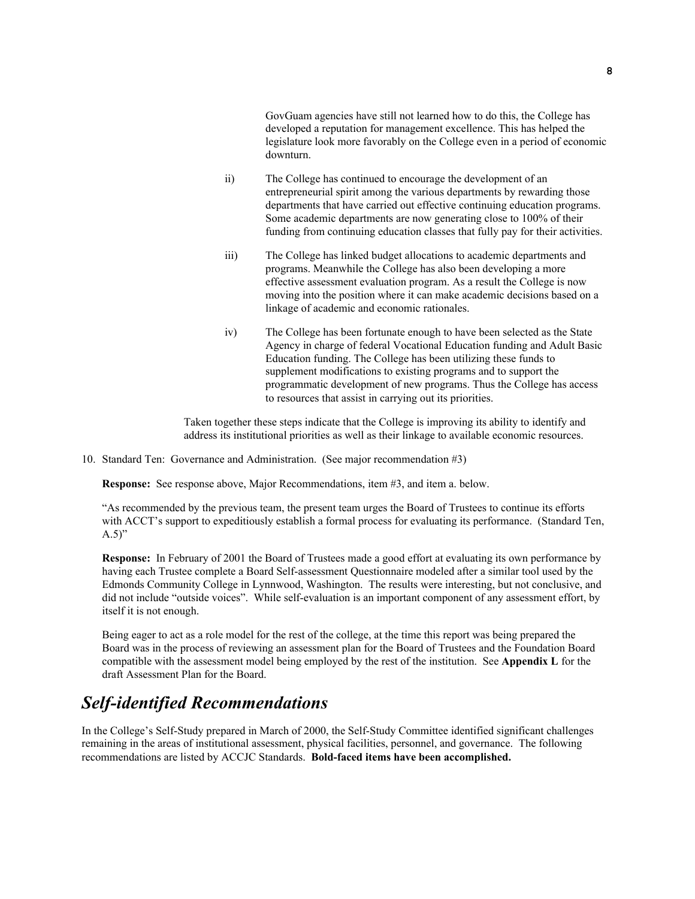GovGuam agencies have still not learned how to do this, the College has developed a reputation for management excellence. This has helped the legislature look more favorably on the College even in a period of economic downturn.

ii) The College has continued to encourage the development of an entrepreneurial spirit among the various departments by rewarding those departments that have carried out effective continuing education programs. Some academic departments are now generating close to 100% of their funding from continuing education classes that fully pay for their activities.

iii) The College has linked budget allocations to academic departments and programs. Meanwhile the College has also been developing a more effective assessment evaluation program. As a result the College is now moving into the position where it can make academic decisions based on a linkage of academic and economic rationales.

iv) The College has been fortunate enough to have been selected as the State Agency in charge of federal Vocational Education funding and Adult Basic Education funding. The College has been utilizing these funds to supplement modifications to existing programs and to support the programmatic development of new programs. Thus the College has access to resources that assist in carrying out its priorities.

Taken together these steps indicate that the College is improving its ability to identify and address its institutional priorities as well as their linkage to available economic resources.

10. Standard Ten: Governance and Administration. (See major recommendation #3)

**Response:** See response above, Major Recommendations, item #3, and item a. below.

"As recommended by the previous team, the present team urges the Board of Trustees to continue its efforts with ACCT's support to expeditiously establish a formal process for evaluating its performance. (Standard Ten, A.5)"

**Response:** In February of 2001 the Board of Trustees made a good effort at evaluating its own performance by having each Trustee complete a Board Self-assessment Questionnaire modeled after a similar tool used by the Edmonds Community College in Lynnwood, Washington. The results were interesting, but not conclusive, and did not include "outside voices". While self-evaluation is an important component of any assessment effort, by itself it is not enough.

Being eager to act as a role model for the rest of the college, at the time this report was being prepared the Board was in the process of reviewing an assessment plan for the Board of Trustees and the Foundation Board compatible with the assessment model being employed by the rest of the institution. See **Appendix L** for the draft Assessment Plan for the Board.

## *Self-identified Recommendations*

In the College's Self-Study prepared in March of 2000, the Self-Study Committee identified significant challenges remaining in the areas of institutional assessment, physical facilities, personnel, and governance. The following recommendations are listed by ACCJC Standards. **Bold-faced items have been accomplished.**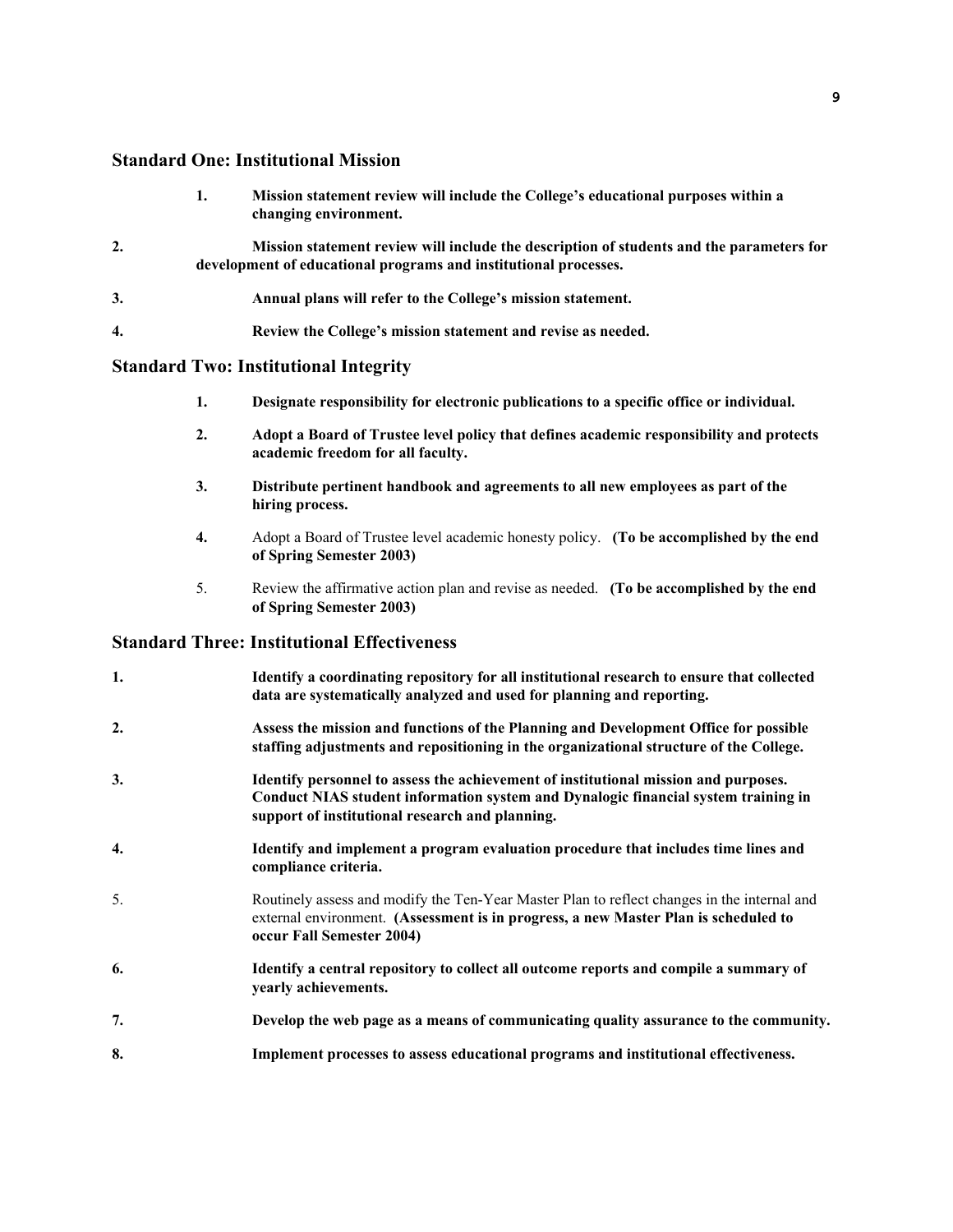## Standard One: Institutional Mission

1. **Mission statement review will include the College's educational purposes within a changing environment.**
2. **Mission statement review will include the description of students and the parameters for development of educational programs and institutional processes.**
3. **Annual plans will refer to the College's mission statement.**
4. **Review the College's mission statement and revise as needed.**

## Standard Two: Institutional Integrity

1. **Designate responsibility for electronic publications to a specific office or individual.**
2. **Adopt a Board of Trustee level policy that defines academic responsibility and protects academic freedom for all faculty.**
3. **Distribute pertinent handbook and agreements to all new employees as part of the hiring process.**
4. Adopt a Board of Trustee level academic honesty policy. **(To be accomplished by the end of Spring Semester 2003)**
5. Review the affirmative action plan and revise as needed. **(To be accomplished by the end of Spring Semester 2003)**

## Standard Three: Institutional Effectiveness

1. **Identify a coordinating repository for all institutional research to ensure that collected data are systematically analyzed and used for planning and reporting.**
2. **Assess the mission and functions of the Planning and Development Office for possible staffing adjustments and repositioning in the organizational structure of the College.**
3. **Identify personnel to assess the achievement of institutional mission and purposes. Conduct NIAS student information system and Dynalogic financial system training in support of institutional research and planning.**
4. **Identify and implement a program evaluation procedure that includes time lines and compliance criteria.**
5. Routinely assess and modify the Ten-Year Master Plan to reflect changes in the internal and external environment. **(Assessment is in progress, a new Master Plan is scheduled to occur Fall Semester 2004)**
6. **Identify a central repository to collect all outcome reports and compile a summary of yearly achievements.**
7. **Develop the web page as a means of communicating quality assurance to the community.**
8. **Implement processes to assess educational programs and institutional effectiveness.**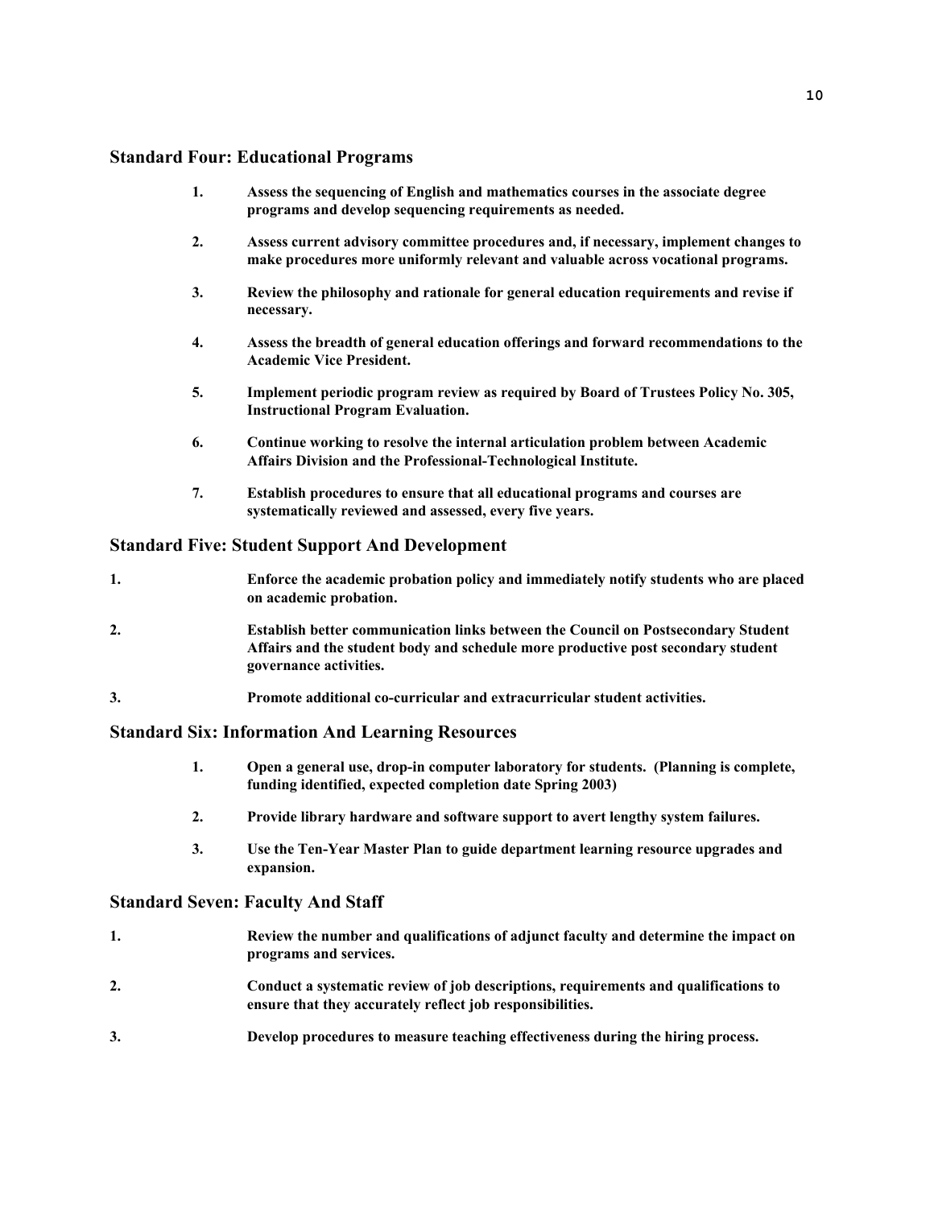## Standard Four: Educational Programs

1. **Assess the sequencing of English and mathematics courses in the associate degree programs and develop sequencing requirements as needed.**
2. **Assess current advisory committee procedures and, if necessary, implement changes to make procedures more uniformly relevant and valuable across vocational programs.**
3. **Review the philosophy and rationale for general education requirements and revise if necessary.**
4. **Assess the breadth of general education offerings and forward recommendations to the Academic Vice President.**
5. **Implement periodic program review as required by Board of Trustees Policy No. 305, Instructional Program Evaluation.**
6. **Continue working to resolve the internal articulation problem between Academic Affairs Division and the Professional-Technological Institute.**
7. **Establish procedures to ensure that all educational programs and courses are systematically reviewed and assessed, every five years.**

## Standard Five: Student Support And Development

1. **Enforce the academic probation policy and immediately notify students who are placed on academic probation.**
2. **Establish better communication links between the Council on Postsecondary Student Affairs and the student body and schedule more productive post secondary student governance activities.**
3. **Promote additional co-curricular and extracurricular student activities.**

## Standard Six: Information And Learning Resources

1. **Open a general use, drop-in computer laboratory for students. (Planning is complete, funding identified, expected completion date Spring 2003)**
2. **Provide library hardware and software support to avert lengthy system failures.**
3. **Use the Ten-Year Master Plan to guide department learning resource upgrades and expansion.**

## Standard Seven: Faculty And Staff

1. **Review the number and qualifications of adjunct faculty and determine the impact on programs and services.**
2. **Conduct a systematic review of job descriptions, requirements and qualifications to ensure that they accurately reflect job responsibilities.**
3. **Develop procedures to measure teaching effectiveness during the hiring process.**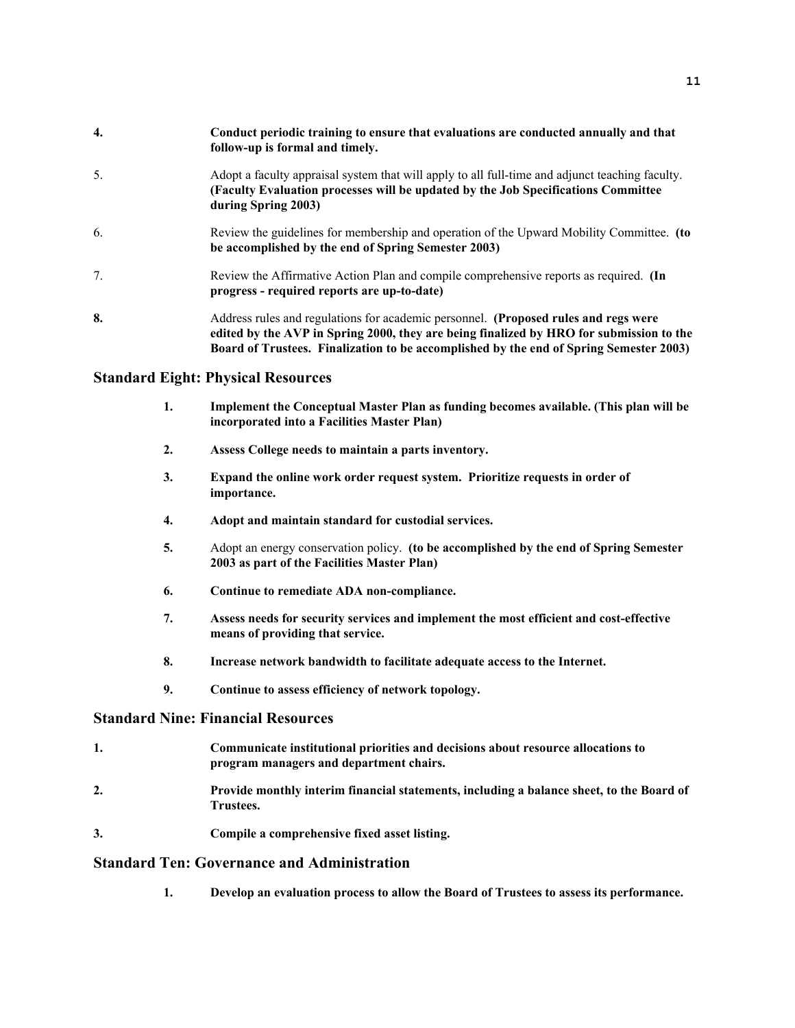**4.** **Conduct periodic training to ensure that evaluations are conducted annually and that follow-up is formal and timely.**

5. Adopt a faculty appraisal system that will apply to all full-time and adjunct teaching faculty. **(Faculty Evaluation processes will be updated by the Job Specifications Committee during Spring 2003)**

6. Review the guidelines for membership and operation of the Upward Mobility Committee. **(to be accomplished by the end of Spring Semester 2003)**

7. Review the Affirmative Action Plan and compile comprehensive reports as required. **(In progress - required reports are up-to-date)**

**8.** Address rules and regulations for academic personnel. **(Proposed rules and regs were edited by the AVP in Spring 2000, they are being finalized by HRO for submission to the Board of Trustees. Finalization to be accomplished by the end of Spring Semester 2003)**

## Standard Eight: Physical Resources

**1.** **Implement the Conceptual Master Plan as funding becomes available. (This plan will be incorporated into a Facilities Master Plan)**

**2.** **Assess College needs to maintain a parts inventory.**

**3.** **Expand the online work order request system. Prioritize requests in order of importance.**

**4.** **Adopt and maintain standard for custodial services.**

**5.** Adopt an energy conservation policy. **(to be accomplished by the end of Spring Semester 2003 as part of the Facilities Master Plan)**

**6.** **Continue to remediate ADA non-compliance.**

**7.** **Assess needs for security services and implement the most efficient and cost-effective means of providing that service.**

**8.** **Increase network bandwidth to facilitate adequate access to the Internet.**

**9.** **Continue to assess efficiency of network topology.**

## Standard Nine: Financial Resources

**1.** **Communicate institutional priorities and decisions about resource allocations to program managers and department chairs.**

**2.** **Provide monthly interim financial statements, including a balance sheet, to the Board of Trustees.**

**3.** **Compile a comprehensive fixed asset listing.**

## Standard Ten: Governance and Administration

**1.** **Develop an evaluation process to allow the Board of Trustees to assess its performance.**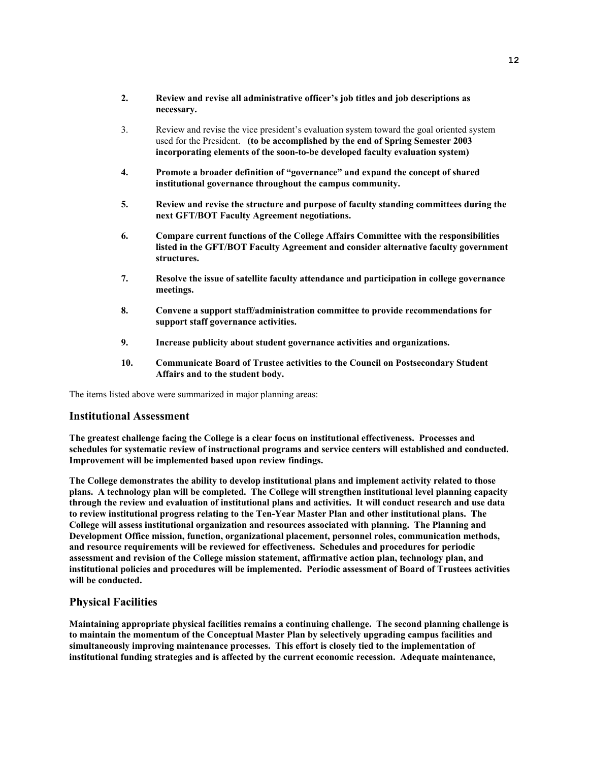2. **Review and revise all administrative officer's job titles and job descriptions as necessary.**

3. Review and revise the vice president's evaluation system toward the goal oriented system used for the President. **(to be accomplished by the end of Spring Semester 2003 incorporating elements of the soon-to-be developed faculty evaluation system)**

4. **Promote a broader definition of "governance" and expand the concept of shared institutional governance throughout the campus community.**

5. **Review and revise the structure and purpose of faculty standing committees during the next GFT/BOT Faculty Agreement negotiations.**

6. **Compare current functions of the College Affairs Committee with the responsibilities listed in the GFT/BOT Faculty Agreement and consider alternative faculty government structures.**

7. **Resolve the issue of satellite faculty attendance and participation in college governance meetings.**

8. **Convene a support staff/administration committee to provide recommendations for support staff governance activities.**

9. **Increase publicity about student governance activities and organizations.**

10. **Communicate Board of Trustee activities to the Council on Postsecondary Student Affairs and to the student body.**

The items listed above were summarized in major planning areas:

## Institutional Assessment

**The greatest challenge facing the College is a clear focus on institutional effectiveness. Processes and schedules for systematic review of instructional programs and service centers will established and conducted. Improvement will be implemented based upon review findings.**

**The College demonstrates the ability to develop institutional plans and implement activity related to those plans. A technology plan will be completed. The College will strengthen institutional level planning capacity through the review and evaluation of institutional plans and activities. It will conduct research and use data to review institutional progress relating to the Ten-Year Master Plan and other institutional plans. The College will assess institutional organization and resources associated with planning. The Planning and Development Office mission, function, organizational placement, personnel roles, communication methods, and resource requirements will be reviewed for effectiveness. Schedules and procedures for periodic assessment and revision of the College mission statement, affirmative action plan, technology plan, and institutional policies and procedures will be implemented. Periodic assessment of Board of Trustees activities will be conducted.**

## Physical Facilities

**Maintaining appropriate physical facilities remains a continuing challenge. The second planning challenge is to maintain the momentum of the Conceptual Master Plan by selectively upgrading campus facilities and simultaneously improving maintenance processes. This effort is closely tied to the implementation of institutional funding strategies and is affected by the current economic recession. Adequate maintenance,**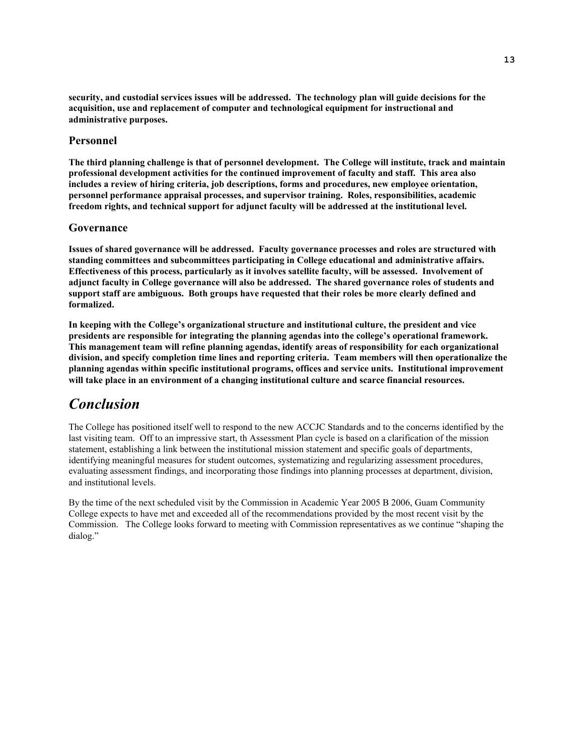**security, and custodial services issues will be addressed. The technology plan will guide decisions for the acquisition, use and replacement of computer and technological equipment for instructional and administrative purposes.**

### Personnel

**The third planning challenge is that of personnel development. The College will institute, track and maintain professional development activities for the continued improvement of faculty and staff. This area also includes a review of hiring criteria, job descriptions, forms and procedures, new employee orientation, personnel performance appraisal processes, and supervisor training. Roles, responsibilities, academic freedom rights, and technical support for adjunct faculty will be addressed at the institutional level.**

### Governance

**Issues of shared governance will be addressed. Faculty governance processes and roles are structured with standing committees and subcommittees participating in College educational and administrative affairs. Effectiveness of this process, particularly as it involves satellite faculty, will be assessed. Involvement of adjunct faculty in College governance will also be addressed. The shared governance roles of students and support staff are ambiguous. Both groups have requested that their roles be more clearly defined and formalized.**

**In keeping with the College's organizational structure and institutional culture, the president and vice presidents are responsible for integrating the planning agendas into the college's operational framework. This management team will refine planning agendas, identify areas of responsibility for each organizational division, and specify completion time lines and reporting criteria. Team members will then operationalize the planning agendas within specific institutional programs, offices and service units. Institutional improvement will take place in an environment of a changing institutional culture and scarce financial resources.**

## *Conclusion*

The College has positioned itself well to respond to the new ACCJC Standards and to the concerns identified by the last visiting team. Off to an impressive start, th Assessment Plan cycle is based on a clarification of the mission statement, establishing a link between the institutional mission statement and specific goals of departments, identifying meaningful measures for student outcomes, systematizing and regularizing assessment procedures, evaluating assessment findings, and incorporating those findings into planning processes at department, division, and institutional levels.

By the time of the next scheduled visit by the Commission in Academic Year 2005 B 2006, Guam Community College expects to have met and exceeded all of the recommendations provided by the most recent visit by the Commission. The College looks forward to meeting with Commission representatives as we continue "shaping the dialog."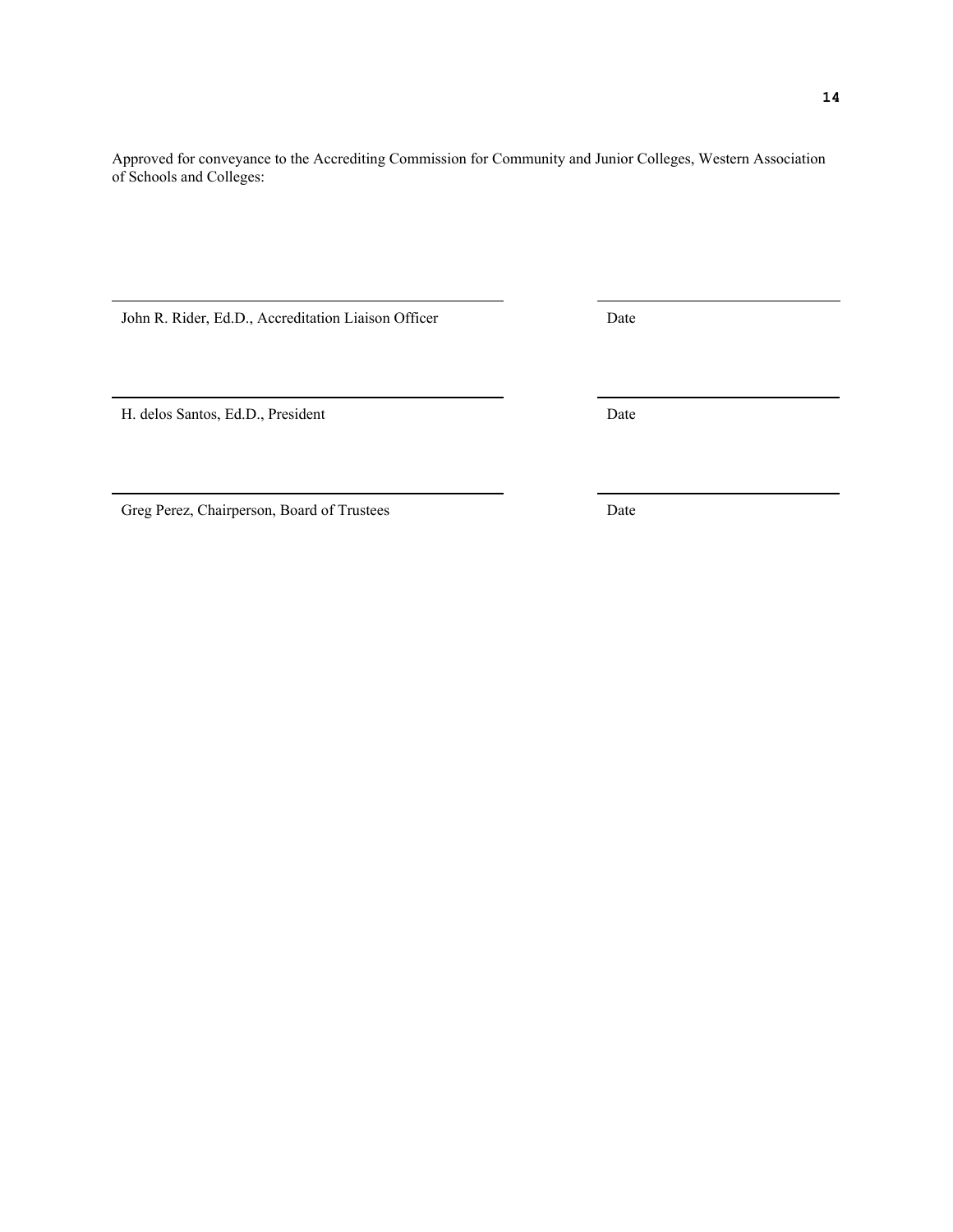Approved for conveyance to the Accrediting Commission for Community and Junior Colleges, Western Association of Schools and Colleges:

| | |
|---|---|
| John R. Rider, Ed.D., Accreditation Liaison Officer | Date |
| H. delos Santos, Ed.D., President | Date |
| Greg Perez, Chairperson, Board of Trustees | Date |